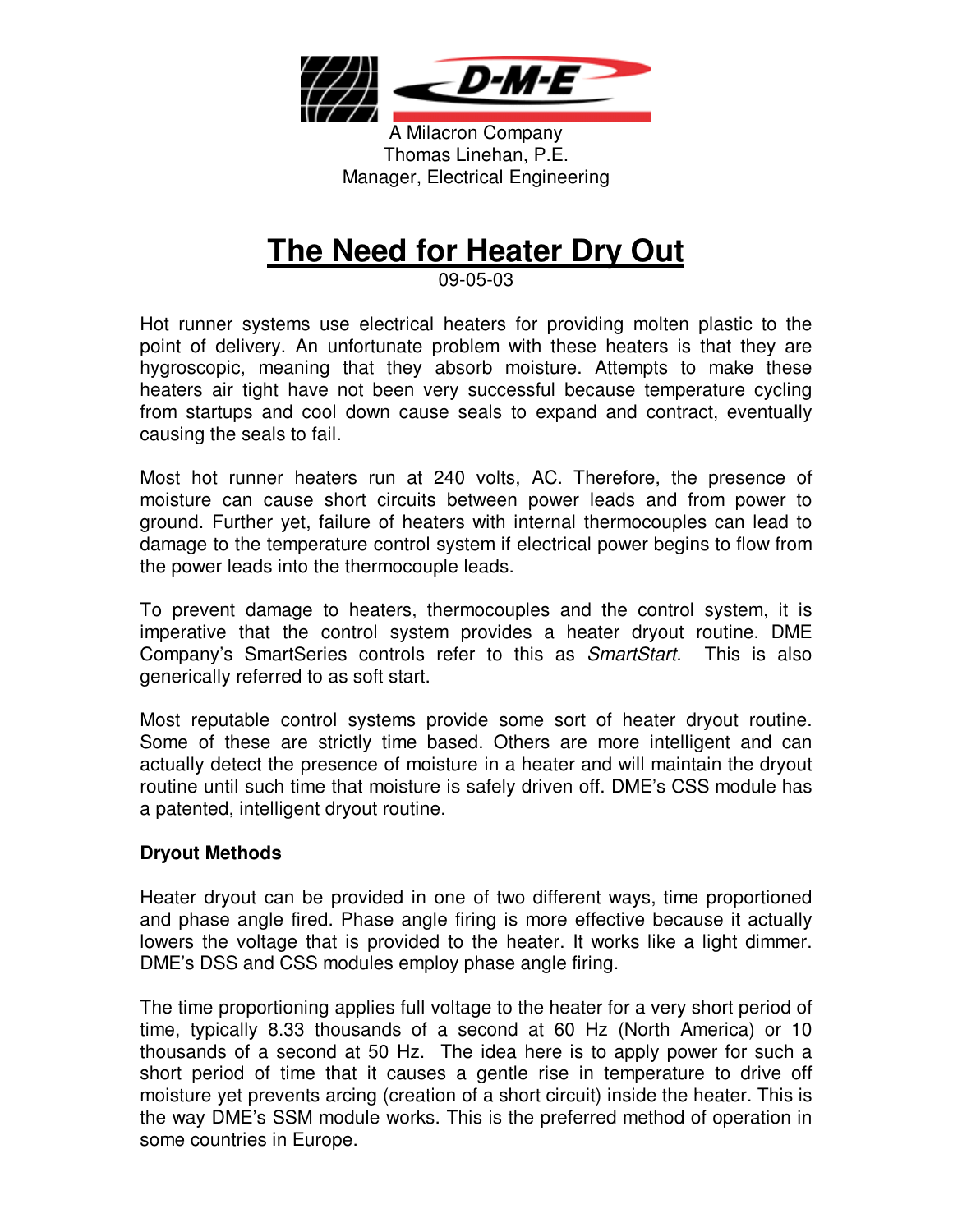A Milacron Company
Thomas Linehan, P.E.
Manager, Electrical Engineering

# The Need for Heater Dry Out

09-05-03

Hot runner systems use electrical heaters for providing molten plastic to the point of delivery. An unfortunate problem with these heaters is that they are hygroscopic, meaning that they absorb moisture. Attempts to make these heaters air tight have not been very successful because temperature cycling from startups and cool down cause seals to expand and contract, eventually causing the seals to fail.

Most hot runner heaters run at 240 volts, AC. Therefore, the presence of moisture can cause short circuits between power leads and from power to ground. Further yet, failure of heaters with internal thermocouples can lead to damage to the temperature control system if electrical power begins to flow from the power leads into the thermocouple leads.

To prevent damage to heaters, thermocouples and the control system, it is imperative that the control system provides a heater dryout routine. DME Company's SmartSeries controls refer to this as *SmartStart.* This is also generically referred to as soft start.

Most reputable control systems provide some sort of heater dryout routine. Some of these are strictly time based. Others are more intelligent and can actually detect the presence of moisture in a heater and will maintain the dryout routine until such time that moisture is safely driven off. DME's CSS module has a patented, intelligent dryout routine.

**Dryout Methods**

Heater dryout can be provided in one of two different ways, time proportioned and phase angle fired. Phase angle firing is more effective because it actually lowers the voltage that is provided to the heater. It works like a light dimmer. DME's DSS and CSS modules employ phase angle firing.

The time proportioning applies full voltage to the heater for a very short period of time, typically 8.33 thousands of a second at 60 Hz (North America) or 10 thousands of a second at 50 Hz. The idea here is to apply power for such a short period of time that it causes a gentle rise in temperature to drive off moisture yet prevents arcing (creation of a short circuit) inside the heater. This is the way DME's SSM module works. This is the preferred method of operation in some countries in Europe.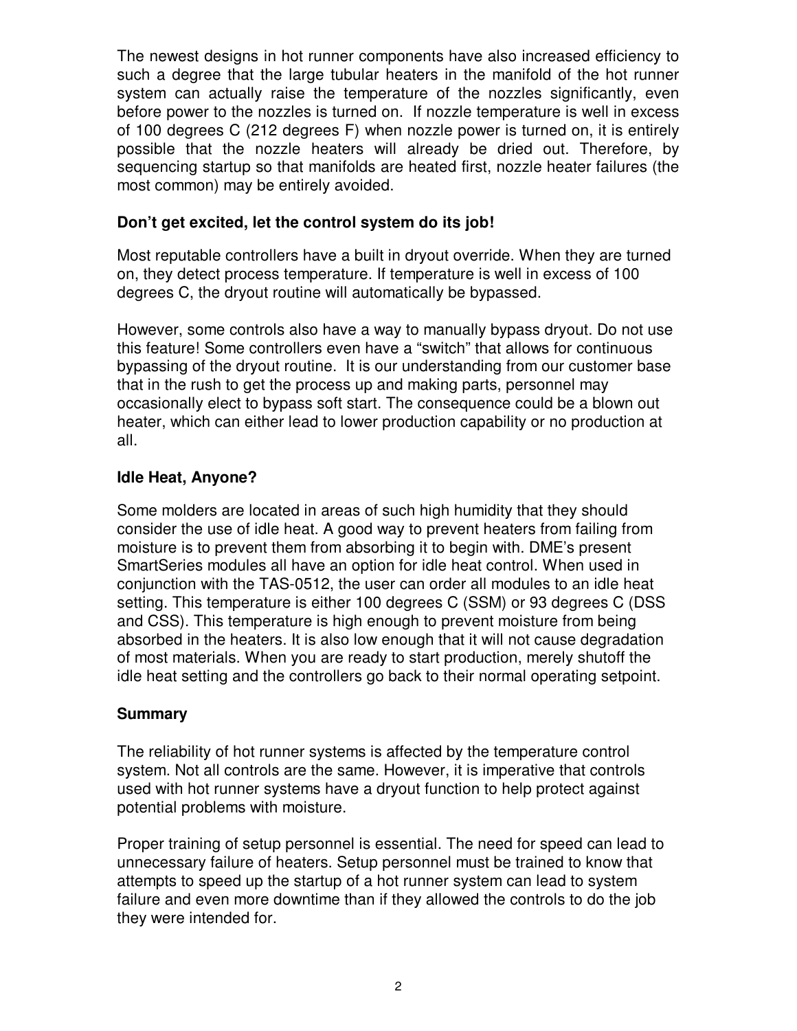The newest designs in hot runner components have also increased efficiency to such a degree that the large tubular heaters in the manifold of the hot runner system can actually raise the temperature of the nozzles significantly, even before power to the nozzles is turned on. If nozzle temperature is well in excess of 100 degrees C (212 degrees F) when nozzle power is turned on, it is entirely possible that the nozzle heaters will already be dried out. Therefore, by sequencing startup so that manifolds are heated first, nozzle heater failures (the most common) may be entirely avoided.

**Don't get excited, let the control system do its job!**

Most reputable controllers have a built in dryout override. When they are turned on, they detect process temperature. If temperature is well in excess of 100 degrees C, the dryout routine will automatically be bypassed.

However, some controls also have a way to manually bypass dryout. Do not use this feature! Some controllers even have a "switch" that allows for continuous bypassing of the dryout routine. It is our understanding from our customer base that in the rush to get the process up and making parts, personnel may occasionally elect to bypass soft start. The consequence could be a blown out heater, which can either lead to lower production capability or no production at all.

**Idle Heat, Anyone?**

Some molders are located in areas of such high humidity that they should consider the use of idle heat. A good way to prevent heaters from failing from moisture is to prevent them from absorbing it to begin with. DME's present SmartSeries modules all have an option for idle heat control. When used in conjunction with the TAS-0512, the user can order all modules to an idle heat setting. This temperature is either 100 degrees C (SSM) or 93 degrees C (DSS and CSS). This temperature is high enough to prevent moisture from being absorbed in the heaters. It is also low enough that it will not cause degradation of most materials. When you are ready to start production, merely shutoff the idle heat setting and the controllers go back to their normal operating setpoint.

**Summary**

The reliability of hot runner systems is affected by the temperature control system. Not all controls are the same. However, it is imperative that controls used with hot runner systems have a dryout function to help protect against potential problems with moisture.

Proper training of setup personnel is essential. The need for speed can lead to unnecessary failure of heaters. Setup personnel must be trained to know that attempts to speed up the startup of a hot runner system can lead to system failure and even more downtime than if they allowed the controls to do the job they were intended for.